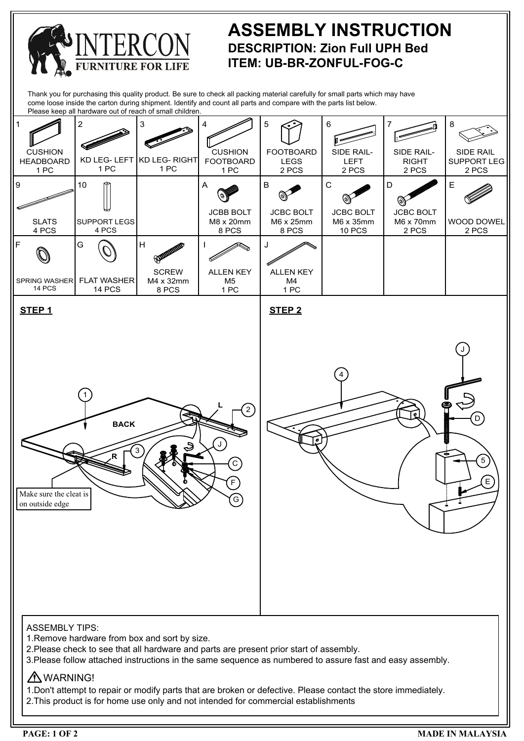# ASSEMBLY INSTRUCTION

**DESCRIPTION: Zion Full UPH Bed**

**ITEM: UB-BR-ZONFUL-FOG-C**

INTERCON FURNITURE FOR LIFE

Thank you for purchasing this quality product. Be sure to check all packing material carefully for small parts which may have come loose inside the carton during shipment. Identify and count all parts and compare with the parts list below.
Please keep all hardware out of reach of small children.

| 1 | 2 | 3 | 4 | 5 | 6 | 7 | 8 |
|---|---|---|---|---|---|---|---|
| CUSHION HEADBOARD 1 PC | KD LEG- LEFT 1 PC | KD LEG- RIGHT 1 PC | CUSHION FOOTBOARD 1 PC | FOOTBOARD LEGS 2 PCS | SIDE RAIL- LEFT 2 PCS | SIDE RAIL- RIGHT 2 PCS | SIDE RAIL SUPPORT LEG 2 PCS |
| **9** | **10** | | **A** | **B** | **C** | **D** | **E** |
| SLATS 4 PCS | SUPPORT LEGS 4 PCS | | JCBB BOLT M8 x 20mm 8 PCS | JCBC BOLT M6 x 25mm 8 PCS | JCBC BOLT M6 x 35mm 10 PCS | JCBC BOLT M6 x 70mm 2 PCS | WOOD DOWEL 2 PCS |
| **F** | **G** | **H** | **I** | **J** | | | |
| SPRING WASHER 14 PCS | FLAT WASHER 14 PCS | SCREW M4 x 32mm 8 PCS | ALLEN KEY M5 1 PC | ALLEN KEY M4 1 PC | | | |

**STEP 1**

Make sure the cleat is on outside edge

**STEP 2**

ASSEMBLY TIPS:
1.Remove hardware from box and sort by size.
2.Please check to see that all hardware and parts are present prior start of assembly.
3.Please follow attached instructions in the same sequence as numbered to assure fast and easy assembly.

⚠ WARNING!
1.Don't attempt to repair or modify parts that are broken or defective. Please contact the store immediately.
2.This product is for home use only and not intended for commercial establishments

MADE IN MALAYSIA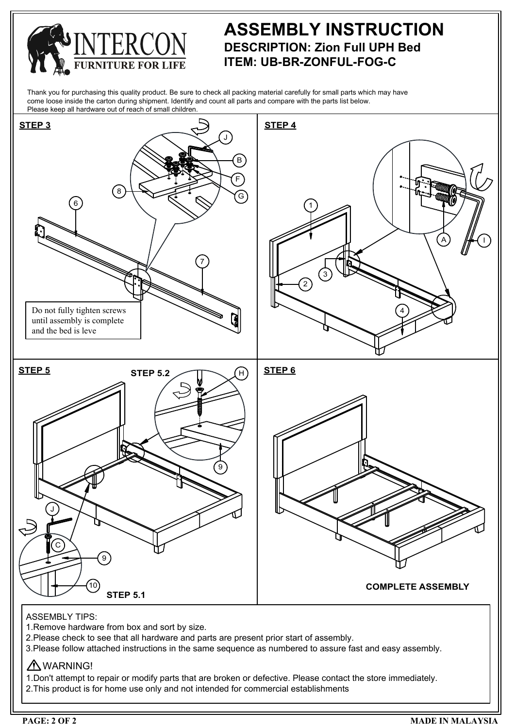# ASSEMBLY INSTRUCTION

**DESCRIPTION: Zion Full UPH Bed**
**ITEM: UB-BR-ZONFUL-FOG-C**

Thank you for purchasing this quality product. Be sure to check all packing material carefully for small parts which may have come loose inside the carton during shipment. Identify and count all parts and compare with the parts list below.
Please keep all hardware out of reach of small children.

## STEP 3

Do not fully tighten screws until assembly is complete and the bed is leve

## STEP 4

## STEP 5

STEP 5.1

STEP 5.2

## STEP 6

COMPLETE ASSEMBLY

ASSEMBLY TIPS:
1.Remove hardware from box and sort by size.
2.Please check to see that all hardware and parts are present prior start of assembly.
3.Please follow attached instructions in the same sequence as numbered to assure fast and easy assembly.

⚠ WARNING!
1.Don't attempt to repair or modify parts that are broken or defective. Please contact the store immediately.
2.This product is for home use only and not intended for commercial establishments

MADE IN MALAYSIA